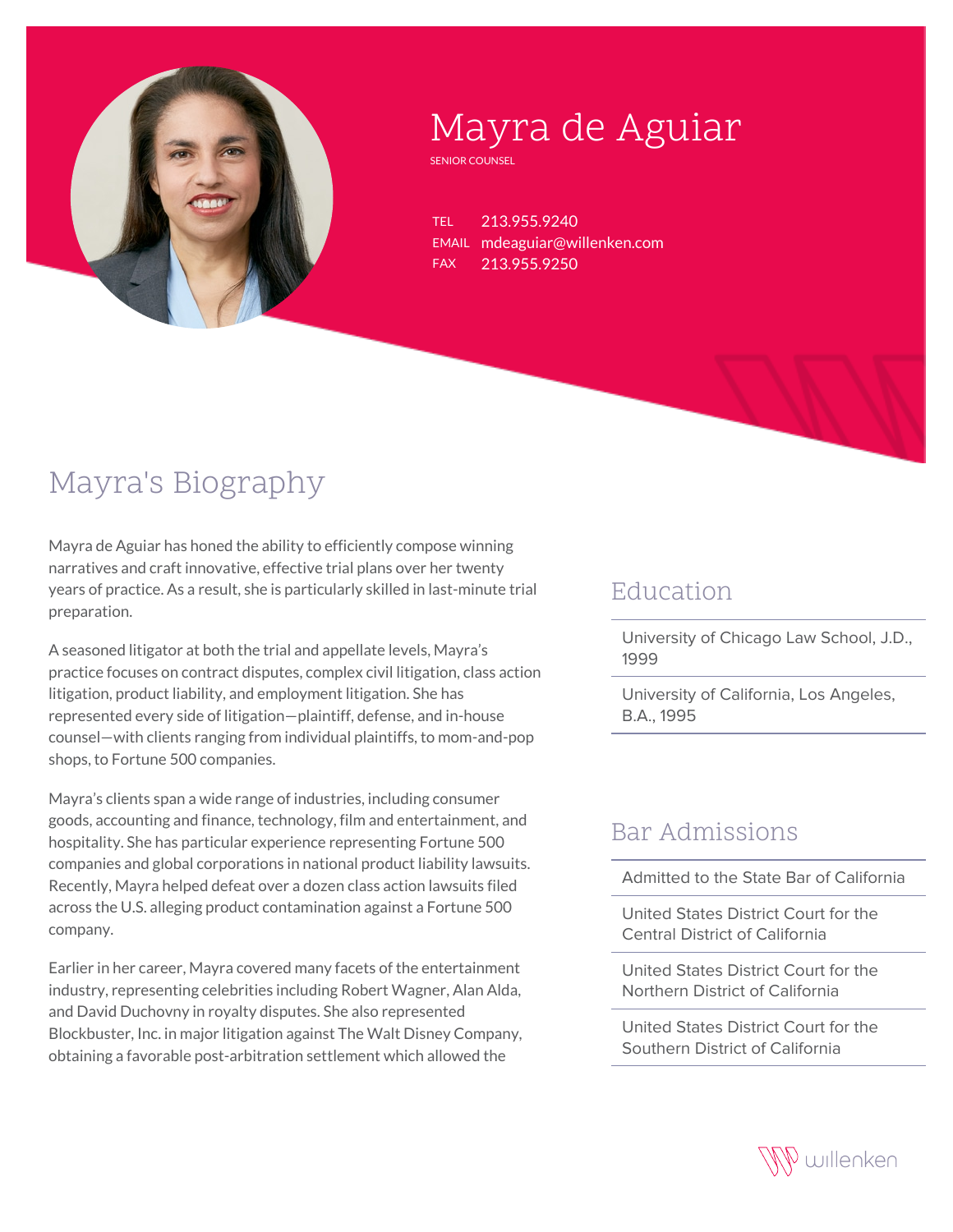# Mayra de Aguiar

SENIOR COUNSEL

TEL 213.955.9240
EMAIL mdeaguiar@willenken.com
FAX 213.955.9250

## Mayra's Biography

Mayra de Aguiar has honed the ability to efficiently compose winning narratives and craft innovative, effective trial plans over her twenty years of practice. As a result, she is particularly skilled in last-minute trial preparation.

A seasoned litigator at both the trial and appellate levels, Mayra's practice focuses on contract disputes, complex civil litigation, class action litigation, product liability, and employment litigation. She has represented every side of litigation—plaintiff, defense, and in-house counsel—with clients ranging from individual plaintiffs, to mom-and-pop shops, to Fortune 500 companies.

Mayra's clients span a wide range of industries, including consumer goods, accounting and finance, technology, film and entertainment, and hospitality. She has particular experience representing Fortune 500 companies and global corporations in national product liability lawsuits. Recently, Mayra helped defeat over a dozen class action lawsuits filed across the U.S. alleging product contamination against a Fortune 500 company.

Earlier in her career, Mayra covered many facets of the entertainment industry, representing celebrities including Robert Wagner, Alan Alda, and David Duchovny in royalty disputes. She also represented Blockbuster, Inc. in major litigation against The Walt Disney Company, obtaining a favorable post-arbitration settlement which allowed the

## Education

- University of Chicago Law School, J.D., 1999
- University of California, Los Angeles, B.A., 1995

## Bar Admissions

- Admitted to the State Bar of California
- United States District Court for the Central District of California
- United States District Court for the Northern District of California
- United States District Court for the Southern District of California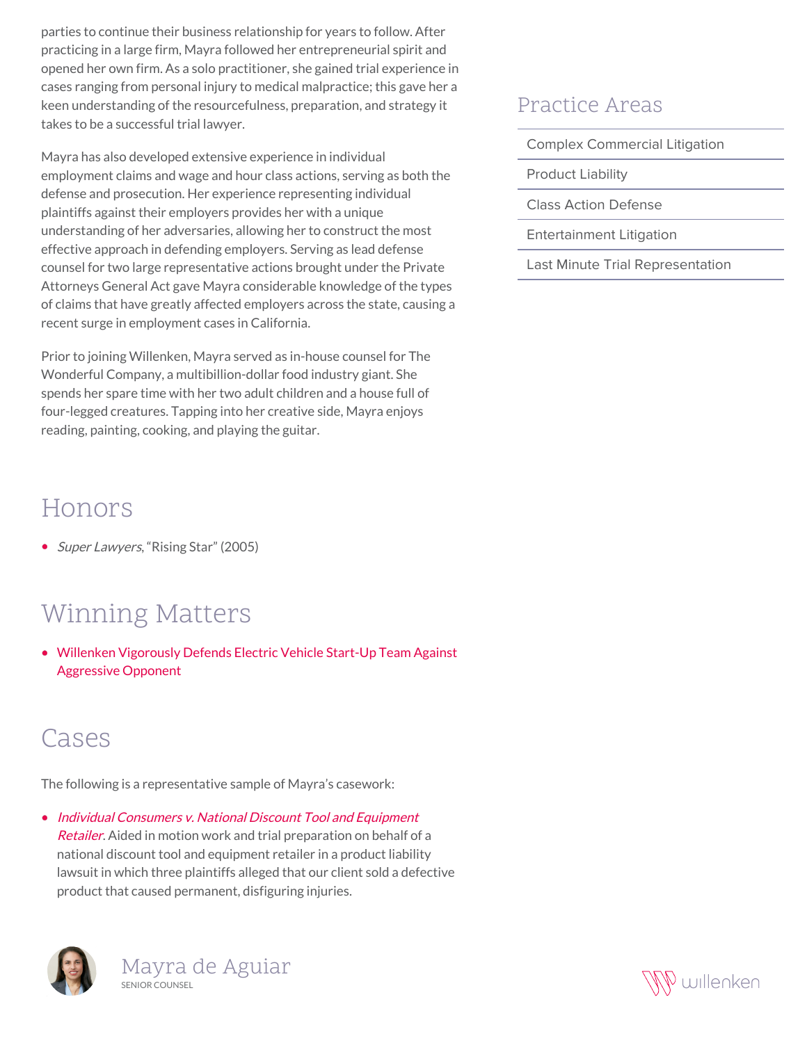parties to continue their business relationship for years to follow. After practicing in a large firm, Mayra followed her entrepreneurial spirit and opened her own firm. As a solo practitioner, she gained trial experience in cases ranging from personal injury to medical malpractice; this gave her a keen understanding of the resourcefulness, preparation, and strategy it takes to be a successful trial lawyer.

Mayra has also developed extensive experience in individual employment claims and wage and hour class actions, serving as both the defense and prosecution. Her experience representing individual plaintiffs against their employers provides her with a unique understanding of her adversaries, allowing her to construct the most effective approach in defending employers. Serving as lead defense counsel for two large representative actions brought under the Private Attorneys General Act gave Mayra considerable knowledge of the types of claims that have greatly affected employers across the state, causing a recent surge in employment cases in California.

Prior to joining Willenken, Mayra served as in-house counsel for The Wonderful Company, a multibillion-dollar food industry giant. She spends her spare time with her two adult children and a house full of four-legged creatures. Tapping into her creative side, Mayra enjoys reading, painting, cooking, and playing the guitar.

## Honors

- *Super Lawyers*, "Rising Star" (2005)

## Winning Matters

- Willenken Vigorously Defends Electric Vehicle Start-Up Team Against Aggressive Opponent

## Cases

The following is a representative sample of Mayra's casework:

- *Individual Consumers v. National Discount Tool and Equipment Retailer*. Aided in motion work and trial preparation on behalf of a national discount tool and equipment retailer in a product liability lawsuit in which three plaintiffs alleged that our client sold a defective product that caused permanent, disfiguring injuries.

## Practice Areas

- Complex Commercial Litigation
- Product Liability
- Class Action Defense
- Entertainment Litigation
- Last Minute Trial Representation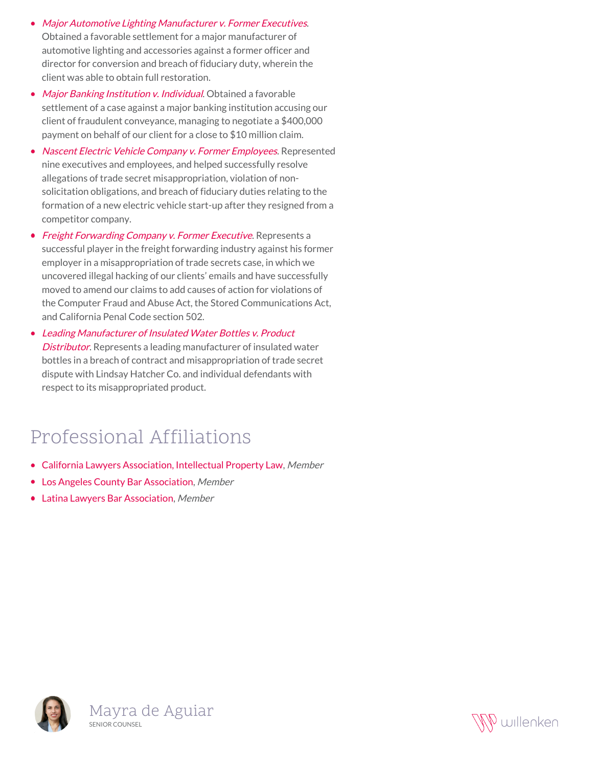- *Major Automotive Lighting Manufacturer v. Former Executives*. Obtained a favorable settlement for a major manufacturer of automotive lighting and accessories against a former officer and director for conversion and breach of fiduciary duty, wherein the client was able to obtain full restoration.
- *Major Banking Institution v. Individual*. Obtained a favorable settlement of a case against a major banking institution accusing our client of fraudulent conveyance, managing to negotiate a $400,000 payment on behalf of our client for a close to $10 million claim.
- *Nascent Electric Vehicle Company v. Former Employees*. Represented nine executives and employees, and helped successfully resolve allegations of trade secret misappropriation, violation of non-solicitation obligations, and breach of fiduciary duties relating to the formation of a new electric vehicle start-up after they resigned from a competitor company.
- *Freight Forwarding Company v. Former Executive*. Represents a successful player in the freight forwarding industry against his former employer in a misappropriation of trade secrets case, in which we uncovered illegal hacking of our clients' emails and have successfully moved to amend our claims to add causes of action for violations of the Computer Fraud and Abuse Act, the Stored Communications Act, and California Penal Code section 502.
- *Leading Manufacturer of Insulated Water Bottles v. Product Distributor*. Represents a leading manufacturer of insulated water bottles in a breach of contract and misappropriation of trade secret dispute with Lindsay Hatcher Co. and individual defendants with respect to its misappropriated product.

## Professional Affiliations

- California Lawyers Association, Intellectual Property Law, *Member*
- Los Angeles County Bar Association, *Member*
- Latina Lawyers Bar Association, *Member*